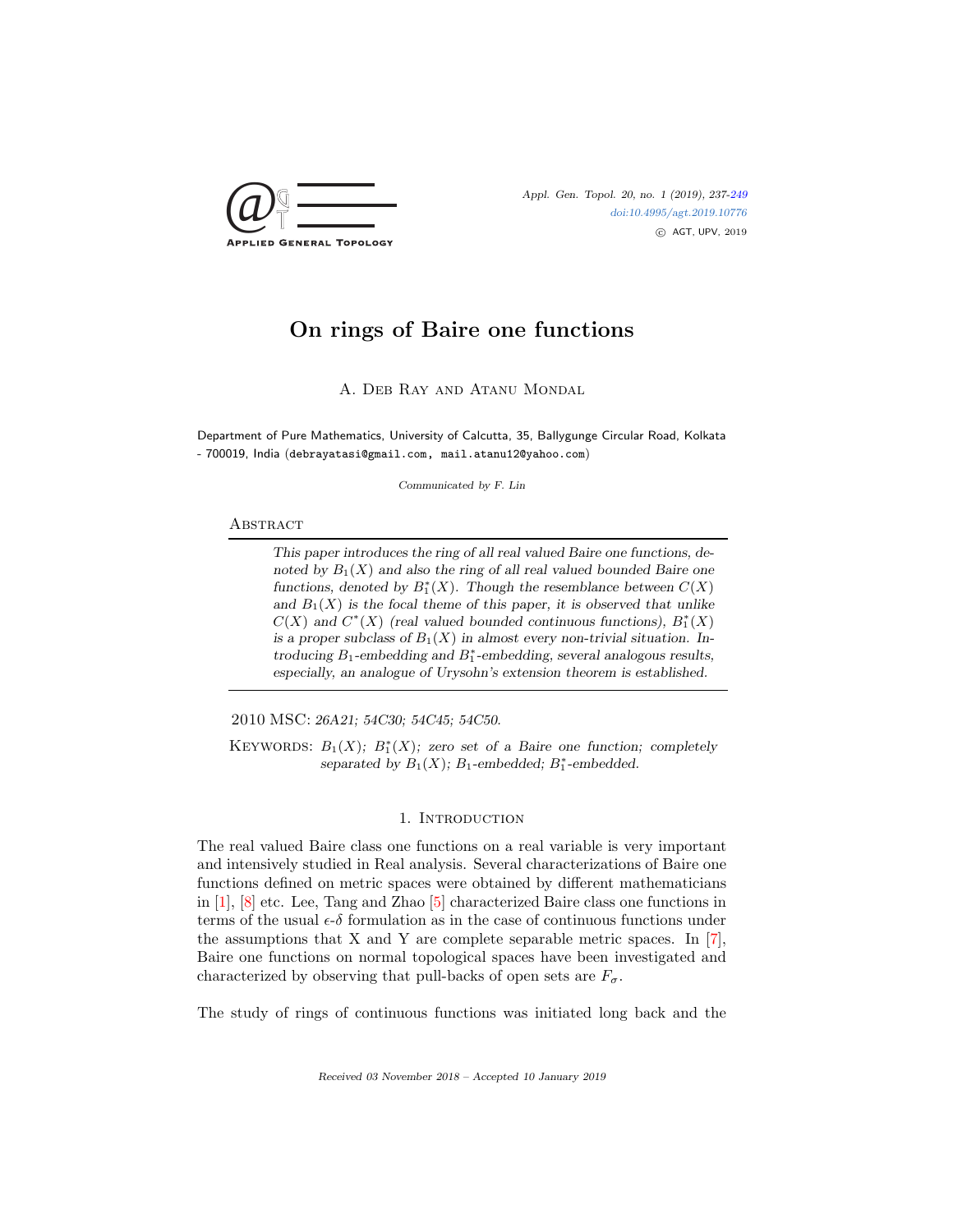# On rings of Baire one functions

A. Deb Ray and Atanu Mondal

Department of Pure Mathematics, University of Calcutta, 35, Ballygunge Circular Road, Kolkata - 700019, India (debrayatasi@gmail.com, mail.atanu12@yahoo.com)

*Communicated by F. Lin*

## Abstract

*This paper introduces the ring of all real valued Baire one functions, denoted by $B_1(X)$ and also the ring of all real valued bounded Baire one functions, denoted by $B_1^*(X)$. Though the resemblance between $C(X)$ and $B_1(X)$ is the focal theme of this paper, it is observed that unlike $C(X)$ and $C^*(X)$ (real valued bounded continuous functions), $B_1^*(X)$ is a proper subclass of $B_1(X)$ in almost every non-trivial situation. Introducing $B_1$-embedding and $B_1^*$-embedding, several analogous results, especially, an analogue of Urysohn's extension theorem is established.*

2010 MSC: *26A21; 54C30; 54C45; 54C50.*

Keywords: *$B_1(X)$; $B_1^*(X)$; zero set of a Baire one function; completely separated by $B_1(X)$; $B_1$-embedded; $B_1^*$-embedded.*

## 1. Introduction

The real valued Baire class one functions on a real variable is very important and intensively studied in Real analysis. Several characterizations of Baire one functions defined on metric spaces were obtained by different mathematicians in [1], [8] etc. Lee, Tang and Zhao [5] characterized Baire class one functions in terms of the usual $\epsilon$-$\delta$ formulation as in the case of continuous functions under the assumptions that X and Y are complete separable metric spaces. In [7], Baire one functions on normal topological spaces have been investigated and characterized by observing that pull-backs of open sets are $F_\sigma$.

The study of rings of continuous functions was initiated long back and the

Received 03 November 2018 – Accepted 10 January 2019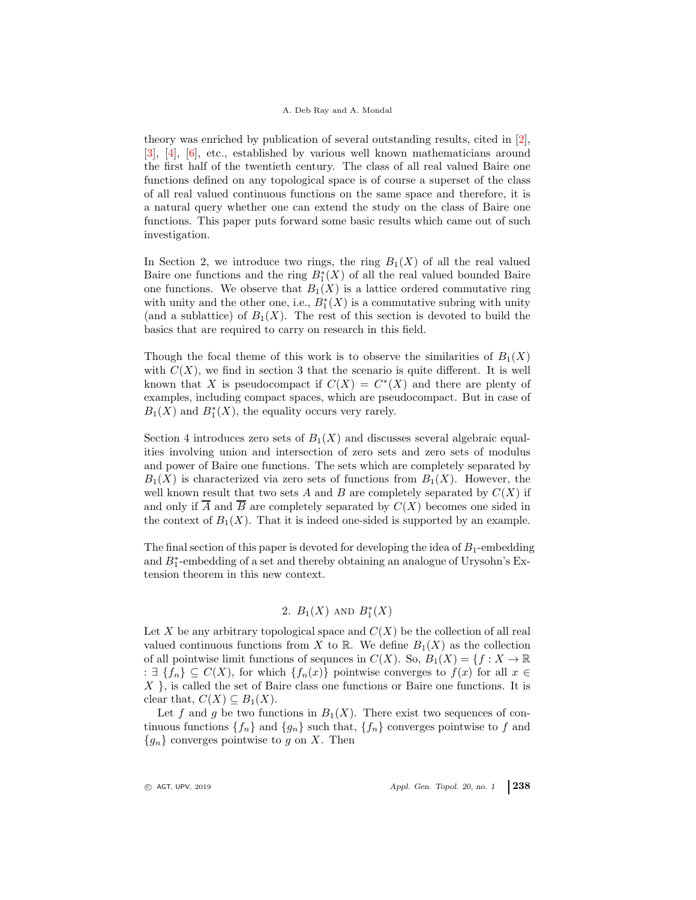theory was enriched by publication of several outstanding results, cited in [2], [3], [4], [6], etc., established by various well known mathematicians around the first half of the twentieth century. The class of all real valued Baire one functions defined on any topological space is of course a superset of the class of all real valued continuous functions on the same space and therefore, it is a natural query whether one can extend the study on the class of Baire one functions. This paper puts forward some basic results which came out of such investigation.

In Section 2, we introduce two rings, the ring $B_1(X)$ of all the real valued Baire one functions and the ring $B_1^*(X)$ of all the real valued bounded Baire one functions. We observe that $B_1(X)$ is a lattice ordered commutative ring with unity and the other one, i.e., $B_1^*(X)$ is a commutative subring with unity (and a sublattice) of $B_1(X)$. The rest of this section is devoted to build the basics that are required to carry on research in this field.

Though the focal theme of this work is to observe the similarities of $B_1(X)$ with $C(X)$, we find in section 3 that the scenario is quite different. It is well known that $X$ is pseudocompact if $C(X) = C^*(X)$ and there are plenty of examples, including compact spaces, which are pseudocompact. But in case of $B_1(X)$ and $B_1^*(X)$, the equality occurs very rarely.

Section 4 introduces zero sets of $B_1(X)$ and discusses several algebraic equalities involving union and intersection of zero sets and zero sets of modulus and power of Baire one functions. The sets which are completely separated by $B_1(X)$ is characterized via zero sets of functions from $B_1(X)$. However, the well known result that two sets $A$ and $B$ are completely separated by $C(X)$ if and only if $\overline{A}$ and $\overline{B}$ are completely separated by $C(X)$ becomes one sided in the context of $B_1(X)$. That it is indeed one-sided is supported by an example.

The final section of this paper is devoted for developing the idea of $B_1$-embedding and $B_1^*$-embedding of a set and thereby obtaining an analogue of Urysohn's Extension theorem in this new context.

## 2. $B_1(X)$ and $B_1^*(X)$

Let $X$ be any arbitrary topological space and $C(X)$ be the collection of all real valued continuous functions from $X$ to $\mathbb{R}$. We define $B_1(X)$ as the collection of all pointwise limit functions of sequnces in $C(X)$. So, $B_1(X) = \{f : X \to \mathbb{R}$ : $\exists$ $\{f_n\} \subseteq C(X)$, for which $\{f_n(x)\}$ pointwise converges to $f(x)$ for all $x \in X$ $\}$, is called the set of Baire class one functions or Baire one functions. It is clear that, $C(X) \subseteq B_1(X)$.

Let $f$ and $g$ be two functions in $B_1(X)$. There exist two sequences of continuous functions $\{f_n\}$ and $\{g_n\}$ such that, $\{f_n\}$ converges pointwise to $f$ and $\{g_n\}$ converges pointwise to $g$ on $X$. Then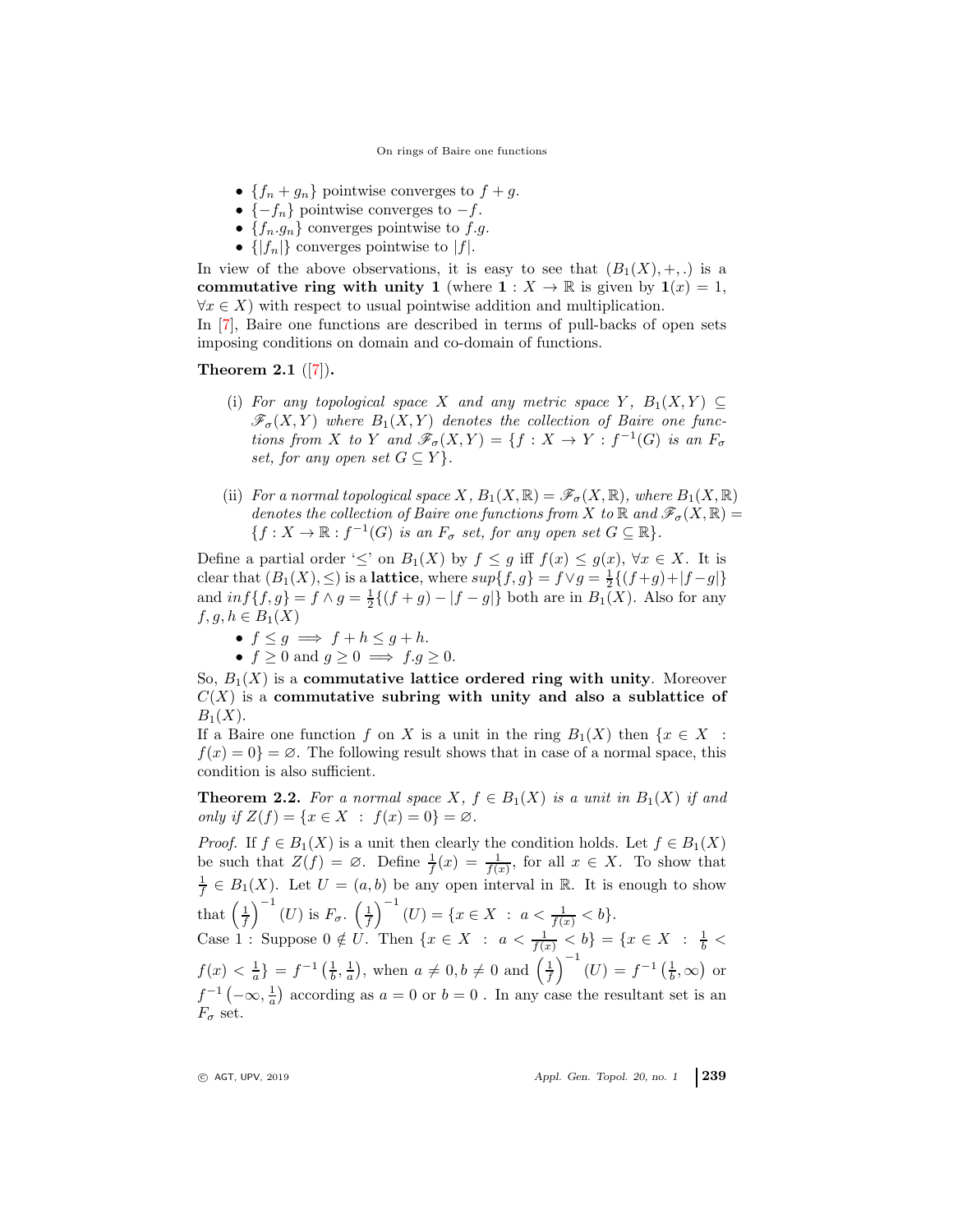- $\{f_n + g_n\}$ pointwise converges to $f + g$.
- $\{-f_n\}$ pointwise converges to $-f$.
- $\{f_n.g_n\}$ converges pointwise to $f.g$.
- $\{|f_n|\}$ converges pointwise to $|f|$.

In view of the above observations, it is easy to see that $(B_1(X), +, .)$ is a **commutative ring with unity 1** (where $\mathbf{1} : X \to \mathbb{R}$ is given by $\mathbf{1}(x) = 1$, $\forall x \in X$) with respect to usual pointwise addition and multiplication.

In [7], Baire one functions are described in terms of pull-backs of open sets imposing conditions on domain and co-domain of functions.

**Theorem 2.1** ([7])**.**

(i) *For any topological space $X$ and any metric space $Y$, $B_1(X, Y) \subseteq \mathscr{F}_\sigma(X, Y)$ where $B_1(X, Y)$ denotes the collection of Baire one functions from $X$ to $Y$ and $\mathscr{F}_\sigma(X, Y) = \{f : X \to Y : f^{-1}(G)$ is an $F_\sigma$ set, for any open set $G \subseteq Y\}$.*

(ii) *For a normal topological space $X$, $B_1(X, \mathbb{R}) = \mathscr{F}_\sigma(X, \mathbb{R})$, where $B_1(X, \mathbb{R})$ denotes the collection of Baire one functions from $X$ to $\mathbb{R}$ and $\mathscr{F}_\sigma(X, \mathbb{R}) = \{f : X \to \mathbb{R} : f^{-1}(G)$ is an $F_\sigma$ set, for any open set $G \subseteq \mathbb{R}\}$.*

Define a partial order '$\leq$' on $B_1(X)$ by $f \leq g$ iff $f(x) \leq g(x)$, $\forall x \in X$. It is clear that $(B_1(X), \leq)$ is a **lattice**, where $sup\{f, g\} = f \vee g = \frac{1}{2}\{(f+g)+|f-g|\}$ and $inf\{f, g\} = f \wedge g = \frac{1}{2}\{(f+g) - |f-g|\}$ both are in $B_1(X)$. Also for any $f, g, h \in B_1(X)$

- $f \leq g \implies f + h \leq g + h$.
- $f \geq 0$ and $g \geq 0 \implies f.g \geq 0$.

So, $B_1(X)$ is a **commutative lattice ordered ring with unity**. Moreover $C(X)$ is a **commutative subring with unity and also a sublattice of** $B_1(X)$.

If a Baire one function $f$ on $X$ is a unit in the ring $B_1(X)$ then $\{x \in X : f(x) = 0\} = \varnothing$. The following result shows that in case of a normal space, this condition is also sufficient.

**Theorem 2.2.** *For a normal space $X$, $f \in B_1(X)$ is a unit in $B_1(X)$ if and only if $Z(f) = \{x \in X : f(x) = 0\} = \varnothing$.*

*Proof.* If $f \in B_1(X)$ is a unit then clearly the condition holds. Let $f \in B_1(X)$ be such that $Z(f) = \varnothing$. Define $\frac{1}{f}(x) = \frac{1}{f(x)}$, for all $x \in X$. To show that $\frac{1}{f} \in B_1(X)$. Let $U = (a, b)$ be any open interval in $\mathbb{R}$. It is enough to show that $\left(\frac{1}{f}\right)^{-1}(U)$ is $F_\sigma$. $\left(\frac{1}{f}\right)^{-1}(U) = \{x \in X : a < \frac{1}{f(x)} < b\}$.

Case 1 : Suppose $0 \notin U$. Then $\{x \in X : a < \frac{1}{f(x)} < b\} = \{x \in X : \frac{1}{b} < f(x) < \frac{1}{a}\} = f^{-1}\left(\frac{1}{b}, \frac{1}{a}\right)$, when $a \neq 0, b \neq 0$ and $\left(\frac{1}{f}\right)^{-1}(U) = f^{-1}\left(\frac{1}{b}, \infty\right)$ or $f^{-1}\left(-\infty, \frac{1}{a}\right)$ according as $a = 0$ or $b = 0$ . In any case the resultant set is an $F_\sigma$ set.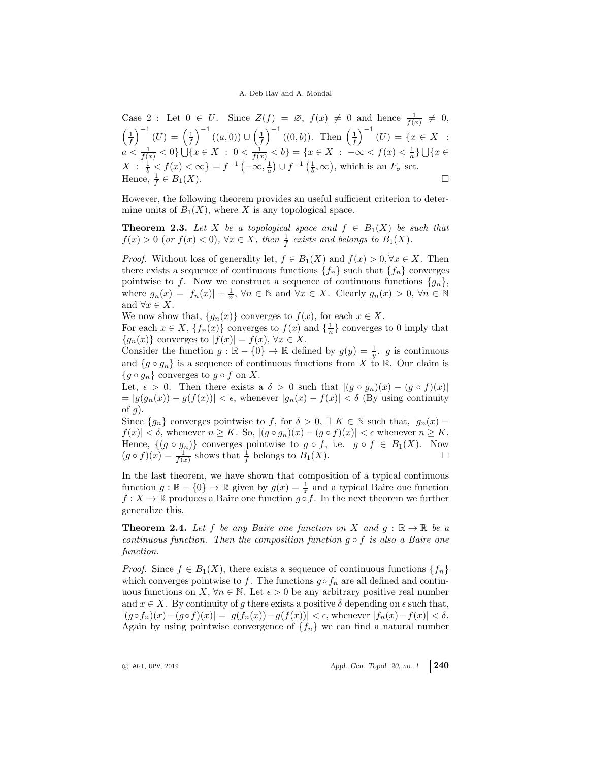Case 2 : Let $0 \in U$. Since $Z(f) = \varnothing$, $f(x) \neq 0$ and hence $\frac{1}{f(x)} \neq 0$, $\left(\frac{1}{f}\right)^{-1}(U) = \left(\frac{1}{f}\right)^{-1}((a,0)) \cup \left(\frac{1}{f}\right)^{-1}((0,b))$. Then $\left(\frac{1}{f}\right)^{-1}(U) = \{x \in X : a < \frac{1}{f(x)} < 0\} \bigcup \{x \in X : 0 < \frac{1}{f(x)} < b\} = \{x \in X : -\infty < f(x) < \frac{1}{a}\} \bigcup \{x \in X : \frac{1}{b} < f(x) < \infty\} = f^{-1}\left(-\infty, \frac{1}{a}\right) \cup f^{-1}\left(\frac{1}{b}, \infty\right)$, which is an $F_\sigma$ set.
Hence, $\frac{1}{f} \in B_1(X)$. □

However, the following theorem provides an useful sufficient criterion to determine units of $B_1(X)$, where $X$ is any topological space.

**Theorem 2.3.** *Let $X$ be a topological space and $f \in B_1(X)$ be such that $f(x) > 0$ (or $f(x) < 0$), $\forall x \in X$, then $\frac{1}{f}$ exists and belongs to $B_1(X)$.*

*Proof.* Without loss of generality let, $f \in B_1(X)$ and $f(x) > 0, \forall x \in X$. Then there exists a sequence of continuous functions $\{f_n\}$ such that $\{f_n\}$ converges pointwise to $f$. Now we construct a sequence of continuous functions $\{g_n\}$, where $g_n(x) = |f_n(x)| + \frac{1}{n}$, $\forall n \in \mathbb{N}$ and $\forall x \in X$. Clearly $g_n(x) > 0$, $\forall n \in \mathbb{N}$ and $\forall x \in X$.
We now show that, $\{g_n(x)\}$ converges to $f(x)$, for each $x \in X$.
For each $x \in X$, $\{f_n(x)\}$ converges to $f(x)$ and $\{\frac{1}{n}\}$ converges to 0 imply that $\{g_n(x)\}$ converges to $|f(x)| = f(x)$, $\forall x \in X$.
Consider the function $g : \mathbb{R} - \{0\} \to \mathbb{R}$ defined by $g(y) = \frac{1}{y}$. $g$ is continuous and $\{g \circ g_n\}$ is a sequence of continuous functions from $X$ to $\mathbb{R}$. Our claim is $\{g \circ g_n\}$ converges to $g \circ f$ on $X$.
Let, $\epsilon > 0$. Then there exists a $\delta > 0$ such that $|(g \circ g_n)(x) - (g \circ f)(x)| = |g(g_n(x)) - g(f(x))| < \epsilon$, whenever $|g_n(x) - f(x)| < \delta$ (By using continuity of $g$).
Since $\{g_n\}$ converges pointwise to $f$, for $\delta > 0$, $\exists\ K \in \mathbb{N}$ such that, $|g_n(x) - f(x)| < \delta$, whenever $n \geq K$. So, $|(g \circ g_n)(x) - (g \circ f)(x)| < \epsilon$ whenever $n \geq K$. Hence, $\{(g \circ g_n)\}$ converges pointwise to $g \circ f$, i.e. $g \circ f \in B_1(X)$. Now $(g \circ f)(x) = \frac{1}{f(x)}$ shows that $\frac{1}{f}$ belongs to $B_1(X)$. □

In the last theorem, we have shown that composition of a typical continuous function $g : \mathbb{R} - \{0\} \to \mathbb{R}$ given by $g(x) = \frac{1}{x}$ and a typical Baire one function $f : X \to \mathbb{R}$ produces a Baire one function $g \circ f$. In the next theorem we further generalize this.

**Theorem 2.4.** *Let $f$ be any Baire one function on $X$ and $g : \mathbb{R} \to \mathbb{R}$ be a continuous function. Then the composition function $g \circ f$ is also a Baire one function.*

*Proof.* Since $f \in B_1(X)$, there exists a sequence of continuous functions $\{f_n\}$ which converges pointwise to $f$. The functions $g \circ f_n$ are all defined and continuous functions on $X$, $\forall n \in \mathbb{N}$. Let $\epsilon > 0$ be any arbitrary positive real number and $x \in X$. By continuity of $g$ there exists a positive $\delta$ depending on $\epsilon$ such that, $|(g \circ f_n)(x) - (g \circ f)(x)| = |g(f_n(x)) - g(f(x))| < \epsilon$, whenever $|f_n(x) - f(x)| < \delta$.
Again by using pointwise convergence of $\{f_n\}$ we can find a natural number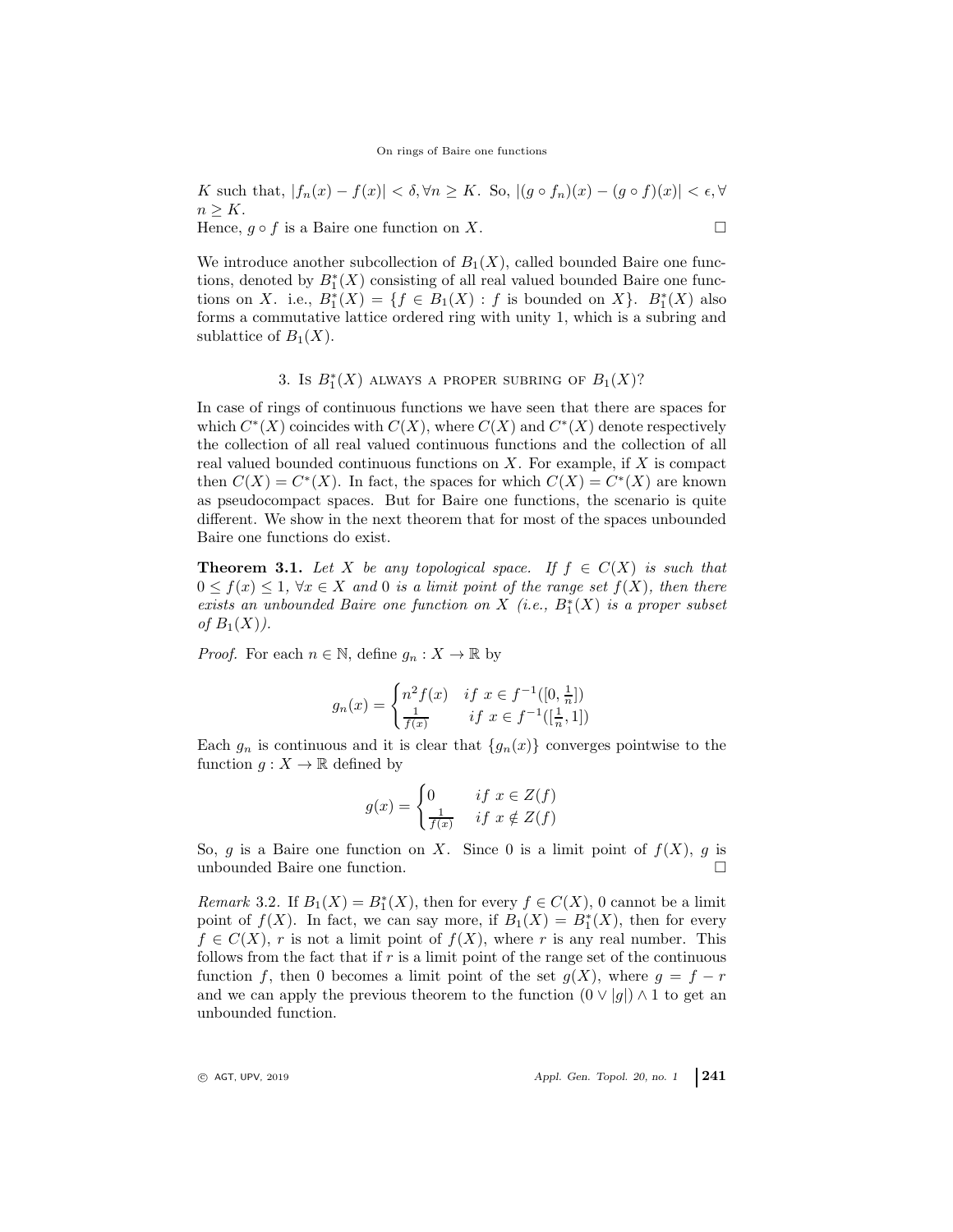$K$ such that, $|f_n(x) - f(x)| < \delta, \forall n \geq K$. So, $|(g \circ f_n)(x) - (g \circ f)(x)| < \epsilon, \forall$ $n \geq K$.
Hence, $g \circ f$ is a Baire one function on $X$. $\square$

We introduce another subcollection of $B_1(X)$, called bounded Baire one functions, denoted by $B_1^*(X)$ consisting of all real valued bounded Baire one functions on $X$. i.e., $B_1^*(X) = \{f \in B_1(X) : f \text{ is bounded on } X\}$. $B_1^*(X)$ also forms a commutative lattice ordered ring with unity 1, which is a subring and sublattice of $B_1(X)$.

## 3. Is $B_1^*(X)$ always a proper subring of $B_1(X)$?

In case of rings of continuous functions we have seen that there are spaces for which $C^*(X)$ coincides with $C(X)$, where $C(X)$ and $C^*(X)$ denote respectively the collection of all real valued continuous functions and the collection of all real valued bounded continuous functions on $X$. For example, if $X$ is compact then $C(X) = C^*(X)$. In fact, the spaces for which $C(X) = C^*(X)$ are known as pseudocompact spaces. But for Baire one functions, the scenario is quite different. We show in the next theorem that for most of the spaces unbounded Baire one functions do exist.

**Theorem 3.1.** *Let $X$ be any topological space. If $f \in C(X)$ is such that $0 \leq f(x) \leq 1$, $\forall x \in X$ and $0$ is a limit point of the range set $f(X)$, then there exists an unbounded Baire one function on $X$ (i.e., $B_1^*(X)$ is a proper subset of $B_1(X)$).*

*Proof.* For each $n \in \mathbb{N}$, define $g_n : X \to \mathbb{R}$ by

$$g_n(x) = \begin{cases} n^2 f(x) & if\ x \in f^{-1}([0, \frac{1}{n}]) \\ \frac{1}{f(x)} & if\ x \in f^{-1}([\frac{1}{n}, 1]) \end{cases}$$

Each $g_n$ is continuous and it is clear that $\{g_n(x)\}$ converges pointwise to the function $g : X \to \mathbb{R}$ defined by

$$g(x) = \begin{cases} 0 & if\ x \in Z(f) \\ \frac{1}{f(x)} & if\ x \notin Z(f) \end{cases}$$

So, $g$ is a Baire one function on $X$. Since $0$ is a limit point of $f(X)$, $g$ is unbounded Baire one function. $\square$

*Remark* 3.2. If $B_1(X) = B_1^*(X)$, then for every $f \in C(X)$, $0$ cannot be a limit point of $f(X)$. In fact, we can say more, if $B_1(X) = B_1^*(X)$, then for every $f \in C(X)$, $r$ is not a limit point of $f(X)$, where $r$ is any real number. This follows from the fact that if $r$ is a limit point of the range set of the continuous function $f$, then $0$ becomes a limit point of the set $g(X)$, where $g = f - r$ and we can apply the previous theorem to the function $(0 \vee |g|) \wedge 1$ to get an unbounded function.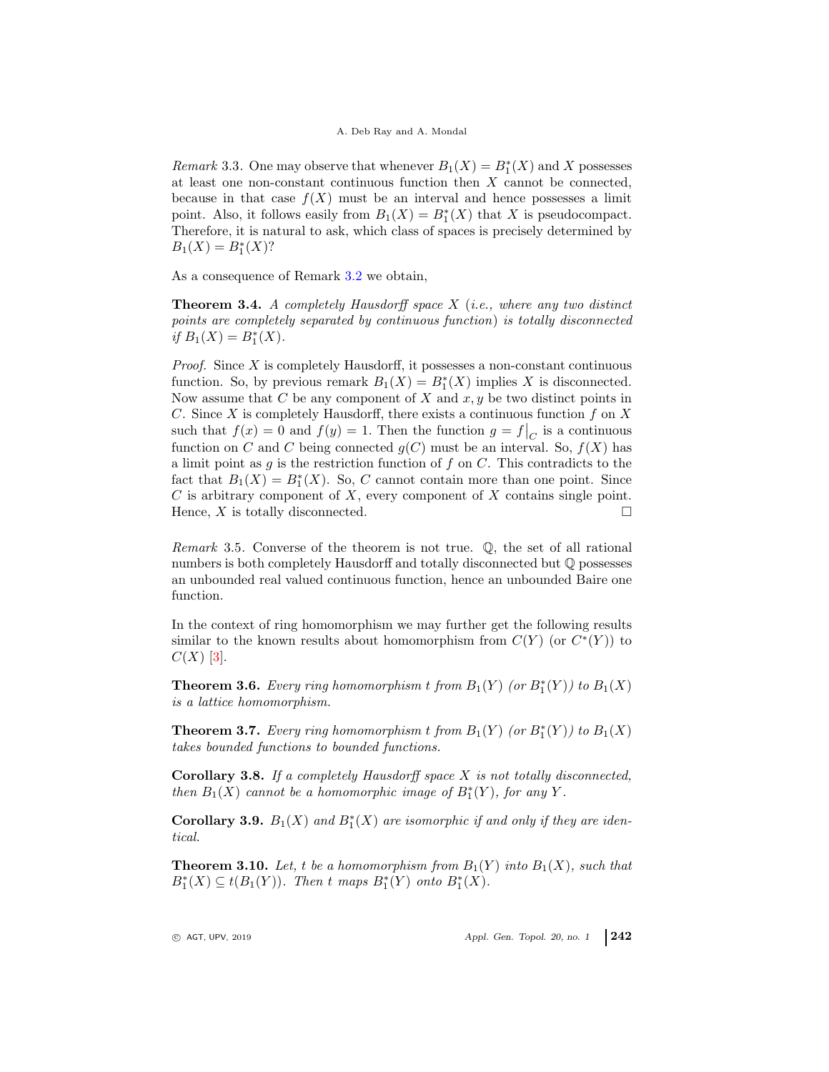*Remark* 3.3. One may observe that whenever $B_1(X) = B_1^*(X)$ and $X$ possesses at least one non-constant continuous function then $X$ cannot be connected, because in that case $f(X)$ must be an interval and hence possesses a limit point. Also, it follows easily from $B_1(X) = B_1^*(X)$ that $X$ is pseudocompact. Therefore, it is natural to ask, which class of spaces is precisely determined by $B_1(X) = B_1^*(X)$?

As a consequence of Remark 3.2 we obtain,

**Theorem 3.4.** *A completely Hausdorff space $X$ (i.e., where any two distinct points are completely separated by continuous function) is totally disconnected if $B_1(X) = B_1^*(X)$.*

*Proof.* Since $X$ is completely Hausdorff, it possesses a non-constant continuous function. So, by previous remark $B_1(X) = B_1^*(X)$ implies $X$ is disconnected. Now assume that $C$ be any component of $X$ and $x, y$ be two distinct points in $C$. Since $X$ is completely Hausdorff, there exists a continuous function $f$ on $X$ such that $f(x) = 0$ and $f(y) = 1$. Then the function $g = f\big|_C$ is a continuous function on $C$ and $C$ being connected $g(C)$ must be an interval. So, $f(X)$ has a limit point as $g$ is the restriction function of $f$ on $C$. This contradicts to the fact that $B_1(X) = B_1^*(X)$. So, $C$ cannot contain more than one point. Since $C$ is arbitrary component of $X$, every component of $X$ contains single point. Hence, $X$ is totally disconnected. □

*Remark* 3.5. Converse of the theorem is not true. $\mathbb{Q}$, the set of all rational numbers is both completely Hausdorff and totally disconnected but $\mathbb{Q}$ possesses an unbounded real valued continuous function, hence an unbounded Baire one function.

In the context of ring homomorphism we may further get the following results similar to the known results about homomorphism from $C(Y)$ (or $C^*(Y)$) to $C(X)$ [3].

**Theorem 3.6.** *Every ring homomorphism $t$ from $B_1(Y)$ (or $B_1^*(Y)$) to $B_1(X)$ is a lattice homomorphism.*

**Theorem 3.7.** *Every ring homomorphism $t$ from $B_1(Y)$ (or $B_1^*(Y)$) to $B_1(X)$ takes bounded functions to bounded functions.*

**Corollary 3.8.** *If a completely Hausdorff space $X$ is not totally disconnected, then $B_1(X)$ cannot be a homomorphic image of $B_1^*(Y)$, for any $Y$.*

**Corollary 3.9.** *$B_1(X)$ and $B_1^*(X)$ are isomorphic if and only if they are identical.*

**Theorem 3.10.** *Let, $t$ be a homomorphism from $B_1(Y)$ into $B_1(X)$, such that $B_1^*(X) \subseteq t(B_1(Y))$. Then $t$ maps $B_1^*(Y)$ onto $B_1^*(X)$.*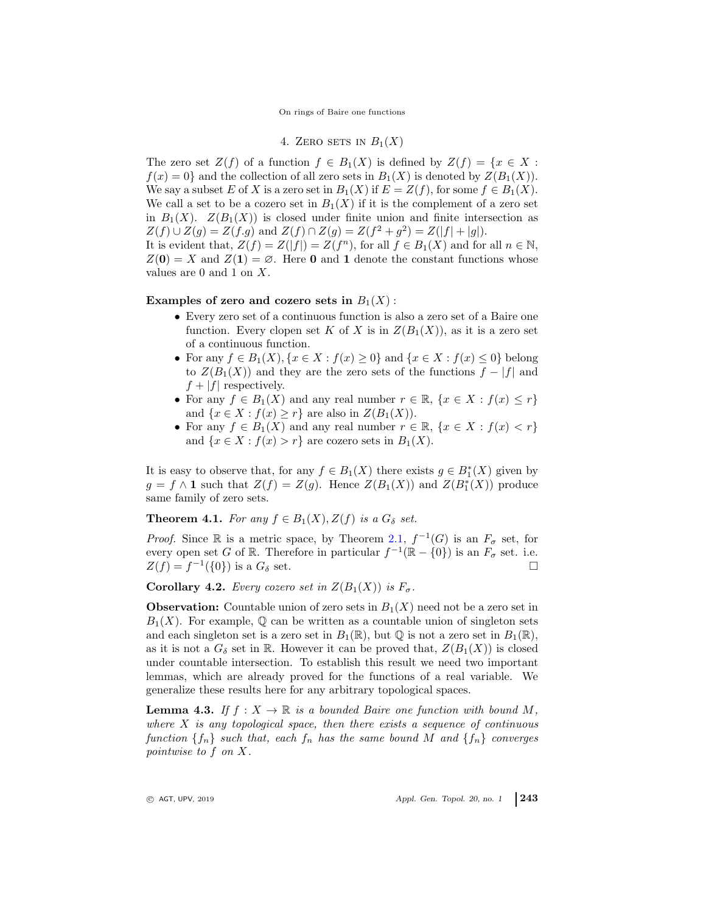## 4. Zero sets in $B_1(X)$

The zero set $Z(f)$ of a function $f \in B_1(X)$ is defined by $Z(f) = \{x \in X : f(x) = 0\}$ and the collection of all zero sets in $B_1(X)$ is denoted by $Z(B_1(X))$. We say a subset $E$ of $X$ is a zero set in $B_1(X)$ if $E = Z(f)$, for some $f \in B_1(X)$. We call a set to be a cozero set in $B_1(X)$ if it is the complement of a zero set in $B_1(X)$. $Z(B_1(X))$ is closed under finite union and finite intersection as $Z(f) \cup Z(g) = Z(f.g)$ and $Z(f) \cap Z(g) = Z(f^2 + g^2) = Z(|f| + |g|)$.

It is evident that, $Z(f) = Z(|f|) = Z(f^n)$, for all $f \in B_1(X)$ and for all $n \in \mathbb{N}$, $Z(\mathbf{0}) = X$ and $Z(\mathbf{1}) = \varnothing$. Here $\mathbf{0}$ and $\mathbf{1}$ denote the constant functions whose values are 0 and 1 on $X$.

**Examples of zero and cozero sets in** $B_1(X)$ **:**

- Every zero set of a continuous function is also a zero set of a Baire one function. Every clopen set $K$ of $X$ is in $Z(B_1(X))$, as it is a zero set of a continuous function.
- For any $f \in B_1(X)$, $\{x \in X : f(x) \geq 0\}$ and $\{x \in X : f(x) \leq 0\}$ belong to $Z(B_1(X))$ and they are the zero sets of the functions $f - |f|$ and $f + |f|$ respectively.
- For any $f \in B_1(X)$ and any real number $r \in \mathbb{R}$, $\{x \in X : f(x) \leq r\}$ and $\{x \in X : f(x) \geq r\}$ are also in $Z(B_1(X))$.
- For any $f \in B_1(X)$ and any real number $r \in \mathbb{R}$, $\{x \in X : f(x) < r\}$ and $\{x \in X : f(x) > r\}$ are cozero sets in $B_1(X)$.

It is easy to observe that, for any $f \in B_1(X)$ there exists $g \in B_1^*(X)$ given by $g = f \wedge \mathbf{1}$ such that $Z(f) = Z(g)$. Hence $Z(B_1(X))$ and $Z(B_1^*(X))$ produce same family of zero sets.

**Theorem 4.1.** *For any $f \in B_1(X)$, $Z(f)$ is a $G_\delta$ set.*

*Proof.* Since $\mathbb{R}$ is a metric space, by Theorem 2.1, $f^{-1}(G)$ is an $F_\sigma$ set, for every open set $G$ of $\mathbb{R}$. Therefore in particular $f^{-1}(\mathbb{R} - \{0\})$ is an $F_\sigma$ set. i.e. $Z(f) = f^{-1}(\{0\})$ is a $G_\delta$ set. □

**Corollary 4.2.** *Every cozero set in $Z(B_1(X))$ is $F_\sigma$.*

**Observation:** Countable union of zero sets in $B_1(X)$ need not be a zero set in $B_1(X)$. For example, $\mathbb{Q}$ can be written as a countable union of singleton sets and each singleton set is a zero set in $B_1(\mathbb{R})$, but $\mathbb{Q}$ is not a zero set in $B_1(\mathbb{R})$, as it is not a $G_\delta$ set in $\mathbb{R}$. However it can be proved that, $Z(B_1(X))$ is closed under countable intersection. To establish this result we need two important lemmas, which are already proved for the functions of a real variable. We generalize these results here for any arbitrary topological spaces.

**Lemma 4.3.** *If $f : X \to \mathbb{R}$ is a bounded Baire one function with bound $M$, where $X$ is any topological space, then there exists a sequence of continuous function $\{f_n\}$ such that, each $f_n$ has the same bound $M$ and $\{f_n\}$ converges pointwise to $f$ on $X$.*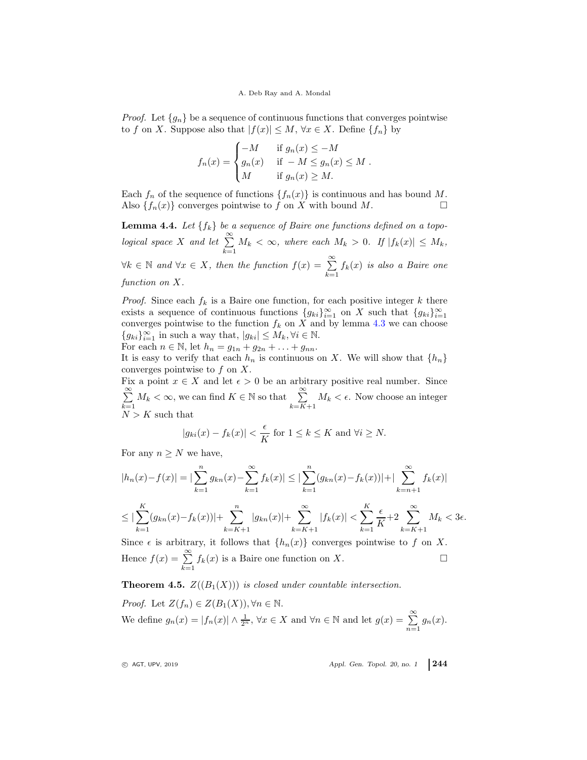*Proof.* Let $\{g_n\}$ be a sequence of continuous functions that converges pointwise to $f$ on $X$. Suppose also that $|f(x)| \leq M$, $\forall x \in X$. Define $\{f_n\}$ by

$$f_n(x) = \begin{cases} -M & \text{if } g_n(x) \leq -M \\ g_n(x) & \text{if } -M \leq g_n(x) \leq M \\ M & \text{if } g_n(x) \geq M. \end{cases}$$

Each $f_n$ of the sequence of functions $\{f_n(x)\}$ is continuous and has bound $M$. Also $\{f_n(x)\}$ converges pointwise to $f$ on $X$ with bound $M$. □

**Lemma 4.4.** *Let $\{f_k\}$ be a sequence of Baire one functions defined on a topological space $X$ and let $\sum_{k=1}^{\infty} M_k < \infty$, where each $M_k > 0$. If $|f_k(x)| \leq M_k$, $\forall k \in \mathbb{N}$ and $\forall x \in X$, then the function $f(x) = \sum_{k=1}^{\infty} f_k(x)$ is also a Baire one function on $X$.*

*Proof.* Since each $f_k$ is a Baire one function, for each positive integer $k$ there exists a sequence of continuous functions $\{g_{ki}\}_{i=1}^{\infty}$ on $X$ such that $\{g_{ki}\}_{i=1}^{\infty}$ converges pointwise to the function $f_k$ on $X$ and by lemma 4.3 we can choose $\{g_{ki}\}_{i=1}^{\infty}$ in such a way that, $|g_{ki}| \leq M_k, \forall i \in \mathbb{N}$.
For each $n \in \mathbb{N}$, let $h_n = g_{1n} + g_{2n} + \ldots + g_{nn}$.
It is easy to verify that each $h_n$ is continuous on $X$. We will show that $\{h_n\}$ converges pointwise to $f$ on $X$.
Fix a point $x \in X$ and let $\epsilon > 0$ be an arbitrary positive real number. Since $\sum_{k=1}^{\infty} M_k < \infty$, we can find $K \in \mathbb{N}$ so that $\sum_{k=K+1}^{\infty} M_k < \epsilon$. Now choose an integer $N > K$ such that

$$|g_{ki}(x) - f_k(x)| < \frac{\epsilon}{K} \text{ for } 1 \leq k \leq K \text{ and } \forall i \geq N.$$

For any $n \geq N$ we have,

$$|h_n(x) - f(x)| = |\sum_{k=1}^{n} g_{kn}(x) - \sum_{k=1}^{\infty} f_k(x)| \leq |\sum_{k=1}^{n}(g_{kn}(x) - f_k(x))| + |\sum_{k=n+1}^{\infty} f_k(x)|$$

$$\leq |\sum_{k=1}^{K}(g_{kn}(x) - f_k(x))| + \sum_{k=K+1}^{n} |g_{kn}(x)| + \sum_{k=K+1}^{\infty} |f_k(x)| < \sum_{k=1}^{K} \frac{\epsilon}{K} + 2\sum_{k=K+1}^{\infty} M_k < 3\epsilon.$$

Since $\epsilon$ is arbitrary, it follows that $\{h_n(x)\}$ converges pointwise to $f$ on $X$. Hence $f(x) = \sum_{k=1}^{\infty} f_k(x)$ is a Baire one function on $X$. □

**Theorem 4.5.** *$Z((B_1(X)))$ is closed under countable intersection.*

*Proof.* Let $Z(f_n) \in Z(B_1(X)), \forall n \in \mathbb{N}$.
We define $g_n(x) = |f_n(x)| \wedge \frac{1}{2^n}$, $\forall x \in X$ and $\forall n \in \mathbb{N}$ and let $g(x) = \sum_{n=1}^{\infty} g_n(x)$.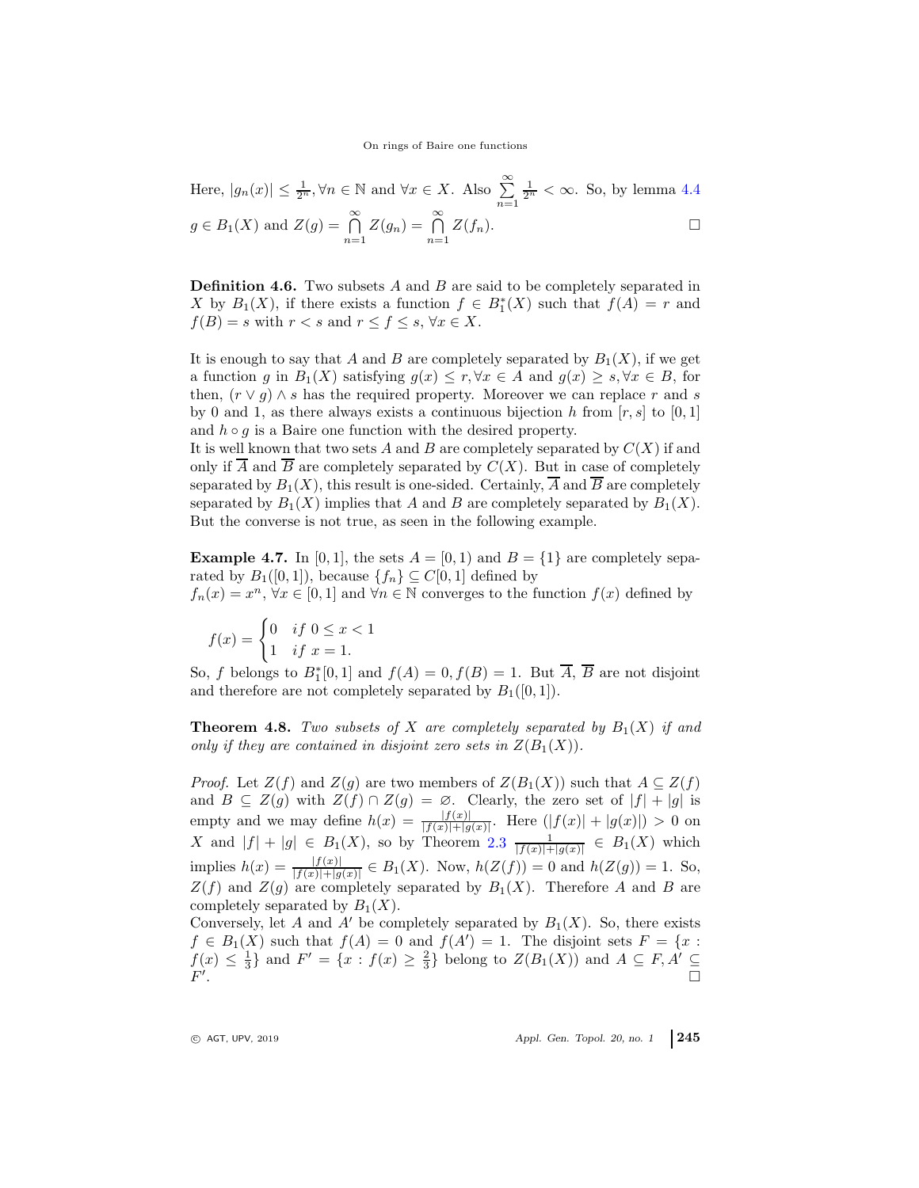Here, $|g_n(x)| \leq \frac{1}{2^n}, \forall n \in \mathbb{N}$ and $\forall x \in X$. Also $\sum_{n=1}^{\infty} \frac{1}{2^n} < \infty$. So, by lemma 4.4 $g \in B_1(X)$ and $Z(g) = \bigcap_{n=1}^{\infty} Z(g_n) = \bigcap_{n=1}^{\infty} Z(f_n)$. □

**Definition 4.6.** Two subsets $A$ and $B$ are said to be completely separated in $X$ by $B_1(X)$, if there exists a function $f \in B_1^*(X)$ such that $f(A) = r$ and $f(B) = s$ with $r < s$ and $r \leq f \leq s, \forall x \in X$.

It is enough to say that $A$ and $B$ are completely separated by $B_1(X)$, if we get a function $g$ in $B_1(X)$ satisfying $g(x) \leq r, \forall x \in A$ and $g(x) \geq s, \forall x \in B$, for then, $(r \vee g) \wedge s$ has the required property. Moreover we can replace $r$ and $s$ by 0 and 1, as there always exists a continuous bijection $h$ from $[r, s]$ to $[0, 1]$ and $h \circ g$ is a Baire one function with the desired property.
It is well known that two sets $A$ and $B$ are completely separated by $C(X)$ if and only if $\overline{A}$ and $\overline{B}$ are completely separated by $C(X)$. But in case of completely separated by $B_1(X)$, this result is one-sided. Certainly, $\overline{A}$ and $\overline{B}$ are completely separated by $B_1(X)$ implies that $A$ and $B$ are completely separated by $B_1(X)$. But the converse is not true, as seen in the following example.

**Example 4.7.** In $[0, 1]$, the sets $A = [0, 1)$ and $B = \{1\}$ are completely separated by $B_1([0, 1])$, because $\{f_n\} \subseteq C[0, 1]$ defined by
$f_n(x) = x^n, \forall x \in [0, 1]$ and $\forall n \in \mathbb{N}$ converges to the function $f(x)$ defined by

$$f(x) = \begin{cases} 0 & if\ 0 \leq x < 1 \\ 1 & if\ x = 1. \end{cases}$$

So, $f$ belongs to $B_1^*[0, 1]$ and $f(A) = 0, f(B) = 1$. But $\overline{A}$, $\overline{B}$ are not disjoint and therefore are not completely separated by $B_1([0, 1])$.

**Theorem 4.8.** *Two subsets of $X$ are completely separated by $B_1(X)$ if and only if they are contained in disjoint zero sets in $Z(B_1(X))$.*

*Proof.* Let $Z(f)$ and $Z(g)$ are two members of $Z(B_1(X))$ such that $A \subseteq Z(f)$ and $B \subseteq Z(g)$ with $Z(f) \cap Z(g) = \varnothing$. Clearly, the zero set of $|f| + |g|$ is empty and we may define $h(x) = \frac{|f(x)|}{|f(x)|+|g(x)|}$. Here $(|f(x)| + |g(x)|) > 0$ on $X$ and $|f| + |g| \in B_1(X)$, so by Theorem 2.3 $\frac{1}{|f(x)|+|g(x)|} \in B_1(X)$ which implies $h(x) = \frac{|f(x)|}{|f(x)|+|g(x)|} \in B_1(X)$. Now, $h(Z(f)) = 0$ and $h(Z(g)) = 1$. So, $Z(f)$ and $Z(g)$ are completely separated by $B_1(X)$. Therefore $A$ and $B$ are completely separated by $B_1(X)$.
Conversely, let $A$ and $A'$ be completely separated by $B_1(X)$. So, there exists $f \in B_1(X)$ such that $f(A) = 0$ and $f(A') = 1$. The disjoint sets $F = \{x : f(x) \leq \frac{1}{3}\}$ and $F' = \{x : f(x) \geq \frac{2}{3}\}$ belong to $Z(B_1(X))$ and $A \subseteq F, A' \subseteq F'$. □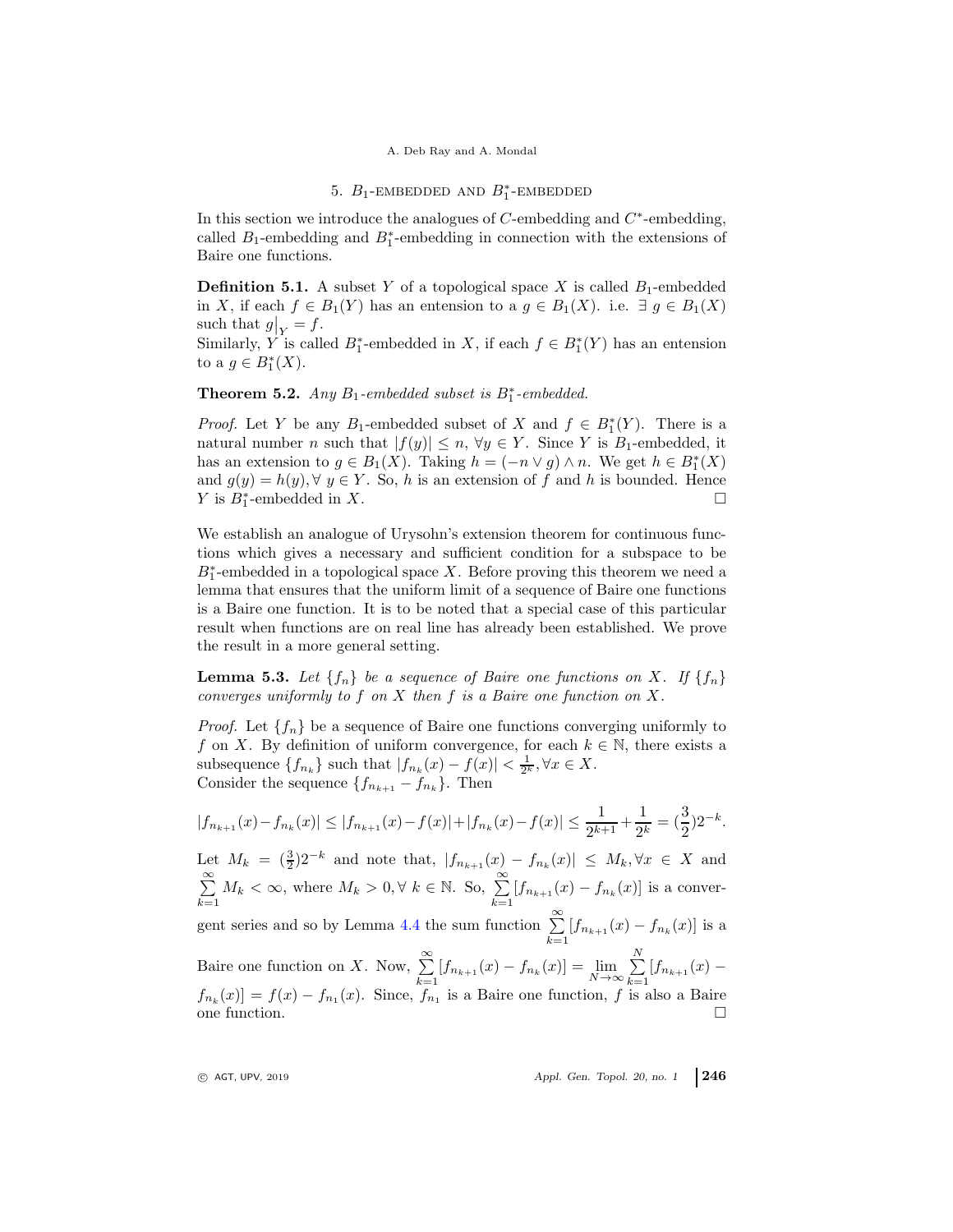## 5. $B_1$-embedded and $B_1^*$-embedded

In this section we introduce the analogues of $C$-embedding and $C^*$-embedding, called $B_1$-embedding and $B_1^*$-embedding in connection with the extensions of Baire one functions.

**Definition 5.1.** A subset $Y$ of a topological space $X$ is called $B_1$-embedded in $X$, if each $f \in B_1(Y)$ has an entension to a $g \in B_1(X)$. i.e. $\exists\ g \in B_1(X)$ such that $g\big|_Y = f$.
Similarly, $Y$ is called $B_1^*$-embedded in $X$, if each $f \in B_1^*(Y)$ has an entension to a $g \in B_1^*(X)$.

**Theorem 5.2.** *Any $B_1$-embedded subset is $B_1^*$-embedded.*

*Proof.* Let $Y$ be any $B_1$-embedded subset of $X$ and $f \in B_1^*(Y)$. There is a natural number $n$ such that $|f(y)| \leq n$, $\forall y \in Y$. Since $Y$ is $B_1$-embedded, it has an extension to $g \in B_1(X)$. Taking $h = (-n \vee g) \wedge n$. We get $h \in B_1^*(X)$ and $g(y) = h(y), \forall\ y \in Y$. So, $h$ is an extension of $f$ and $h$ is bounded. Hence $Y$ is $B_1^*$-embedded in $X$. $\square$

We establish an analogue of Urysohn's extension theorem for continuous functions which gives a necessary and sufficient condition for a subspace to be $B_1^*$-embedded in a topological space $X$. Before proving this theorem we need a lemma that ensures that the uniform limit of a sequence of Baire one functions is a Baire one function. It is to be noted that a special case of this particular result when functions are on real line has already been established. We prove the result in a more general setting.

**Lemma 5.3.** *Let $\{f_n\}$ be a sequence of Baire one functions on $X$. If $\{f_n\}$ converges uniformly to $f$ on $X$ then $f$ is a Baire one function on $X$.*

*Proof.* Let $\{f_n\}$ be a sequence of Baire one functions converging uniformly to $f$ on $X$. By definition of uniform convergence, for each $k \in \mathbb{N}$, there exists a subsequence $\{f_{n_k}\}$ such that $|f_{n_k}(x) - f(x)| < \frac{1}{2^k}, \forall x \in X$.
Consider the sequence $\{f_{n_{k+1}} - f_{n_k}\}$. Then

$$|f_{n_{k+1}}(x) - f_{n_k}(x)| \leq |f_{n_{k+1}}(x) - f(x)| + |f_{n_k}(x) - f(x)| \leq \frac{1}{2^{k+1}} + \frac{1}{2^k} = (\frac{3}{2})2^{-k}.$$

Let $M_k = (\frac{3}{2})2^{-k}$ and note that, $|f_{n_{k+1}}(x) - f_{n_k}(x)| \leq M_k, \forall x \in X$ and $\sum\limits_{k=1}^{\infty} M_k < \infty$, where $M_k > 0, \forall\ k \in \mathbb{N}$. So, $\sum\limits_{k=1}^{\infty} [f_{n_{k+1}}(x) - f_{n_k}(x)]$ is a convergent series and so by Lemma 4.4 the sum function $\sum\limits_{k=1}^{\infty} [f_{n_{k+1}}(x) - f_{n_k}(x)]$ is a Baire one function on $X$. Now, $\sum\limits_{k=1}^{\infty} [f_{n_{k+1}}(x) - f_{n_k}(x)] = \lim\limits_{N \to \infty} \sum\limits_{k=1}^{N} [f_{n_{k+1}}(x) - f_{n_k}(x)] = f(x) - f_{n_1}(x)$. Since, $f_{n_1}$ is a Baire one function, $f$ is also a Baire one function. $\square$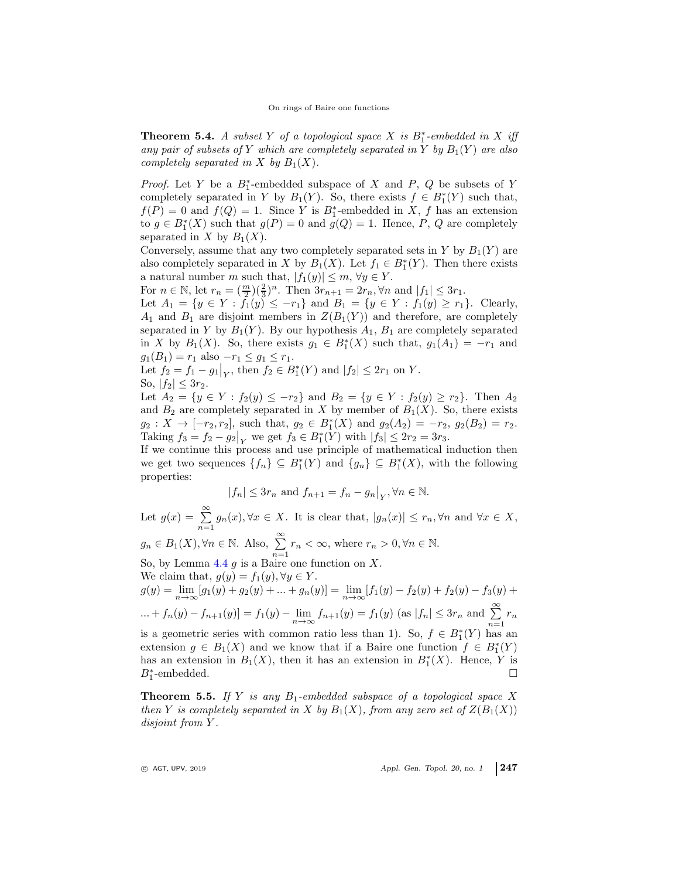**Theorem 5.4.** *A subset $Y$ of a topological space $X$ is $B_1^*$-embedded in $X$ iff any pair of subsets of $Y$ which are completely separated in $Y$ by $B_1(Y)$ are also completely separated in $X$ by $B_1(X)$.*

*Proof.* Let $Y$ be a $B_1^*$-embedded subspace of $X$ and $P$, $Q$ be subsets of $Y$ completely separated in $Y$ by $B_1(Y)$. So, there exists $f \in B_1^*(Y)$ such that, $f(P) = 0$ and $f(Q) = 1$. Since $Y$ is $B_1^*$-embedded in $X$, $f$ has an extension to $g \in B_1^*(X)$ such that $g(P) = 0$ and $g(Q) = 1$. Hence, $P$, $Q$ are completely separated in $X$ by $B_1(X)$.

Conversely, assume that any two completely separated sets in $Y$ by $B_1(Y)$ are also completely separated in $X$ by $B_1(X)$. Let $f_1 \in B_1^*(Y)$. Then there exists a natural number $m$ such that, $|f_1(y)| \leq m$, $\forall y \in Y$.

For $n \in \mathbb{N}$, let $r_n = (\frac{m}{2})(\frac{2}{3})^n$. Then $3r_{n+1} = 2r_n, \forall n$ and $|f_1| \leq 3r_1$.

Let $A_1 = \{y \in Y : f_1(y) \leq -r_1\}$ and $B_1 = \{y \in Y : f_1(y) \geq r_1\}$. Clearly, $A_1$ and $B_1$ are disjoint members in $Z(B_1(Y))$ and therefore, are completely separated in $Y$ by $B_1(Y)$. By our hypothesis $A_1$, $B_1$ are completely separated in $X$ by $B_1(X)$. So, there exists $g_1 \in B_1^*(X)$ such that, $g_1(A_1) = -r_1$ and $g_1(B_1) = r_1$ also $-r_1 \leq g_1 \leq r_1$.

Let $f_2 = f_1 - g_1\big|_Y$, then $f_2 \in B_1^*(Y)$ and $|f_2| \leq 2r_1$ on $Y$.

So, $|f_2| \leq 3r_2$.

Let $A_2 = \{y \in Y : f_2(y) \leq -r_2\}$ and $B_2 = \{y \in Y : f_2(y) \geq r_2\}$. Then $A_2$ and $B_2$ are completely separated in $X$ by member of $B_1(X)$. So, there exists $g_2 : X \to [-r_2, r_2]$, such that, $g_2 \in B_1^*(X)$ and $g_2(A_2) = -r_2$, $g_2(B_2) = r_2$. Taking $f_3 = f_2 - g_2\big|_Y$ we get $f_3 \in B_1^*(Y)$ with $|f_3| \leq 2r_2 = 3r_3$.

If we continue this process and use principle of mathematical induction then we get two sequences $\{f_n\} \subseteq B_1^*(Y)$ and $\{g_n\} \subseteq B_1^*(X)$, with the following properties:

$$|f_n| \leq 3r_n \text{ and } f_{n+1} = f_n - g_n\big|_Y, \forall n \in \mathbb{N}.$$

Let $g(x) = \sum\limits_{n=1}^{\infty} g_n(x), \forall x \in X$. It is clear that, $|g_n(x)| \leq r_n, \forall n$ and $\forall x \in X$, $g_n \in B_1(X), \forall n \in \mathbb{N}$. Also, $\sum\limits_{n=1}^{\infty} r_n < \infty$, where $r_n > 0, \forall n \in \mathbb{N}$.

So, by Lemma 4.4 $g$ is a Baire one function on $X$.

We claim that, $g(y) = f_1(y), \forall y \in Y$.

$g(y) = \lim\limits_{n\to\infty}[g_1(y) + g_2(y) + ... + g_n(y)] = \lim\limits_{n\to\infty}[f_1(y) - f_2(y) + f_2(y) - f_3(y) + ... + f_n(y) - f_{n+1}(y)] = f_1(y) - \lim\limits_{n\to\infty} f_{n+1}(y) = f_1(y)$ (as $|f_n| \leq 3r_n$ and $\sum\limits_{n=1}^{\infty} r_n$ is a geometric series with common ratio less than 1). So, $f \in B_1^*(Y)$ has an extension $g \in B_1(X)$ and we know that if a Baire one function $f \in B_1^*(Y)$ has an extension in $B_1(X)$, then it has an extension in $B_1^*(X)$. Hence, $Y$ is $B_1^*$-embedded. □

**Theorem 5.5.** *If $Y$ is any $B_1$-embedded subspace of a topological space $X$ then $Y$ is completely separated in $X$ by $B_1(X)$, from any zero set of $Z(B_1(X))$ disjoint from $Y$.*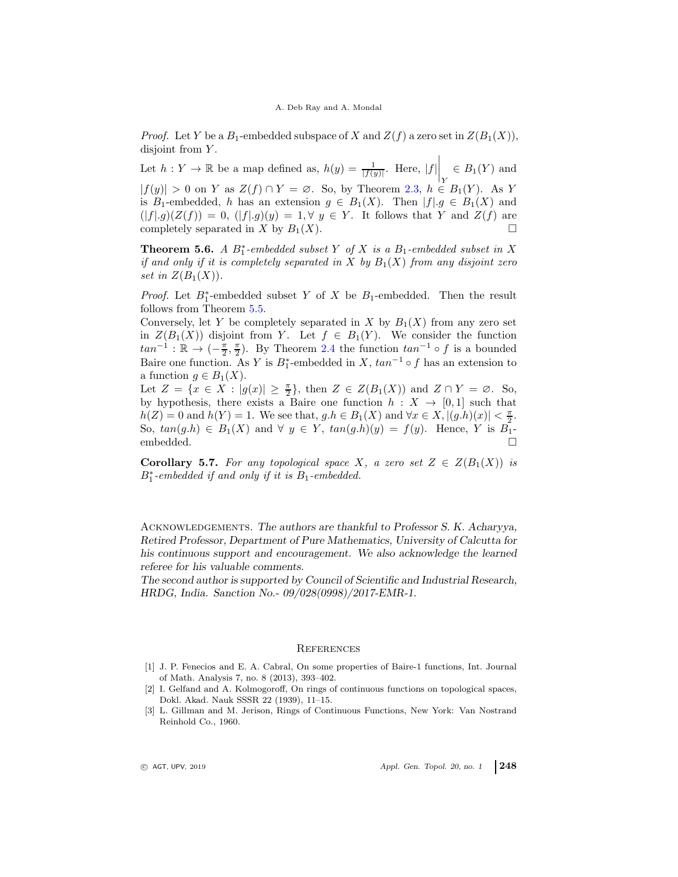*Proof.* Let $Y$ be a $B_1$-embedded subspace of $X$ and $Z(f)$ a zero set in $Z(B_1(X))$, disjoint from $Y$.

Let $h : Y \to \mathbb{R}$ be a map defined as, $h(y) = \frac{1}{|f(y)|}$. Here, $|f|\Big|_Y \in B_1(Y)$ and $|f(y)| > 0$ on $Y$ as $Z(f) \cap Y = \varnothing$. So, by Theorem 2.3, $h \in B_1(Y)$. As $Y$ is $B_1$-embedded, $h$ has an extension $g \in B_1(X)$. Then $|f|.g \in B_1(X)$ and $(|f|.g)(Z(f)) = 0$, $(|f|.g)(y) = 1, \forall\, y \in Y$. It follows that $Y$ and $Z(f)$ are completely separated in $X$ by $B_1(X)$. □

**Theorem 5.6.** *A $B_1^*$-embedded subset $Y$ of $X$ is a $B_1$-embedded subset in $X$ if and only if it is completely separated in $X$ by $B_1(X)$ from any disjoint zero set in $Z(B_1(X))$.*

*Proof.* Let $B_1^*$-embedded subset $Y$ of $X$ be $B_1$-embedded. Then the result follows from Theorem 5.5.

Conversely, let $Y$ be completely separated in $X$ by $B_1(X)$ from any zero set in $Z(B_1(X))$ disjoint from $Y$. Let $f \in B_1(Y)$. We consider the function $tan^{-1} : \mathbb{R} \to (-\frac{\pi}{2}, \frac{\pi}{2})$. By Theorem 2.4 the function $tan^{-1} \circ f$ is a bounded Baire one function. As $Y$ is $B_1^*$-embedded in $X$, $tan^{-1} \circ f$ has an extension to a function $g \in B_1(X)$.

Let $Z = \{x \in X : |g(x)| \geq \frac{\pi}{2}\}$, then $Z \in Z(B_1(X))$ and $Z \cap Y = \varnothing$. So, by hypothesis, there exists a Baire one function $h : X \to [0, 1]$ such that $h(Z) = 0$ and $h(Y) = 1$. We see that, $g.h \in B_1(X)$ and $\forall x \in X, |(g.h)(x)| < \frac{\pi}{2}$. So, $tan(g.h) \in B_1(X)$ and $\forall\, y \in Y$, $tan(g.h)(y) = f(y)$. Hence, $Y$ is $B_1$-embedded. □

**Corollary 5.7.** *For any topological space $X$, a zero set $Z \in Z(B_1(X))$ is $B_1^*$-embedded if and only if it is $B_1$-embedded.*

Acknowledgements. *The authors are thankful to Professor S. K. Acharyya, Retired Professor, Department of Pure Mathematics, University of Calcutta for his continuous support and encouragement. We also acknowledge the learned referee for his valuable comments.*

*The second author is supported by Council of Scientific and Industrial Research, HRDG, India. Sanction No.- 09/028(0998)/2017-EMR-1.*

## References

[1] J. P. Fenecios and E. A. Cabral, On some properties of Baire-1 functions, Int. Journal of Math. Analysis 7, no. 8 (2013), 393–402.

[2] I. Gelfand and A. Kolmogoroff, On rings of continuous functions on topological spaces, Dokl. Akad. Nauk SSSR 22 (1939), 11–15.

[3] L. Gillman and M. Jerison, Rings of Continuous Functions, New York: Van Nostrand Reinhold Co., 1960.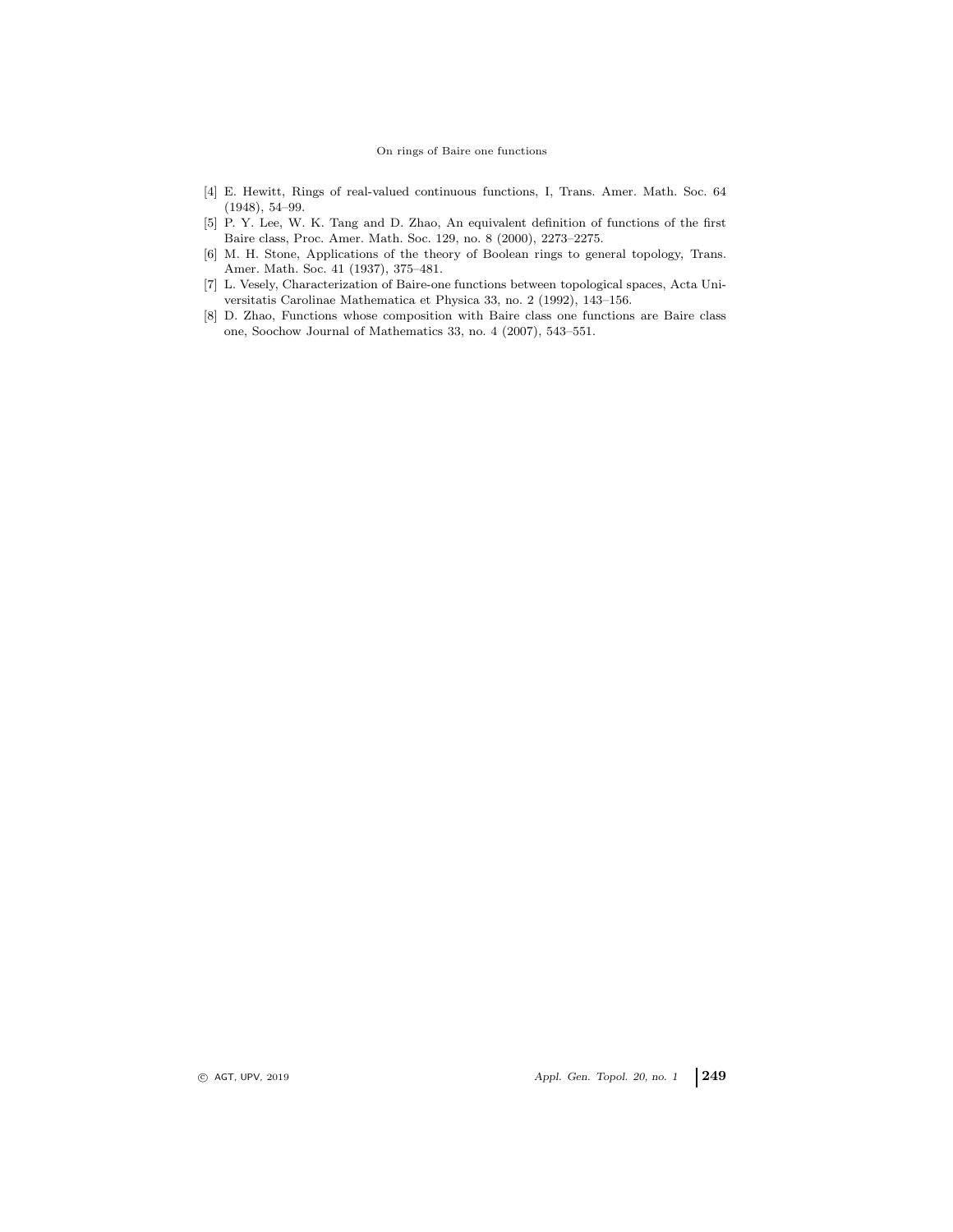[4] E. Hewitt, Rings of real-valued continuous functions, I, Trans. Amer. Math. Soc. 64 (1948), 54–99.

[5] P. Y. Lee, W. K. Tang and D. Zhao, An equivalent definition of functions of the first Baire class, Proc. Amer. Math. Soc. 129, no. 8 (2000), 2273–2275.

[6] M. H. Stone, Applications of the theory of Boolean rings to general topology, Trans. Amer. Math. Soc. 41 (1937), 375–481.

[7] L. Vesely, Characterization of Baire-one functions between topological spaces, Acta Universitatis Carolinae Mathematica et Physica 33, no. 2 (1992), 143–156.

[8] D. Zhao, Functions whose composition with Baire class one functions are Baire class one, Soochow Journal of Mathematics 33, no. 4 (2007), 543–551.